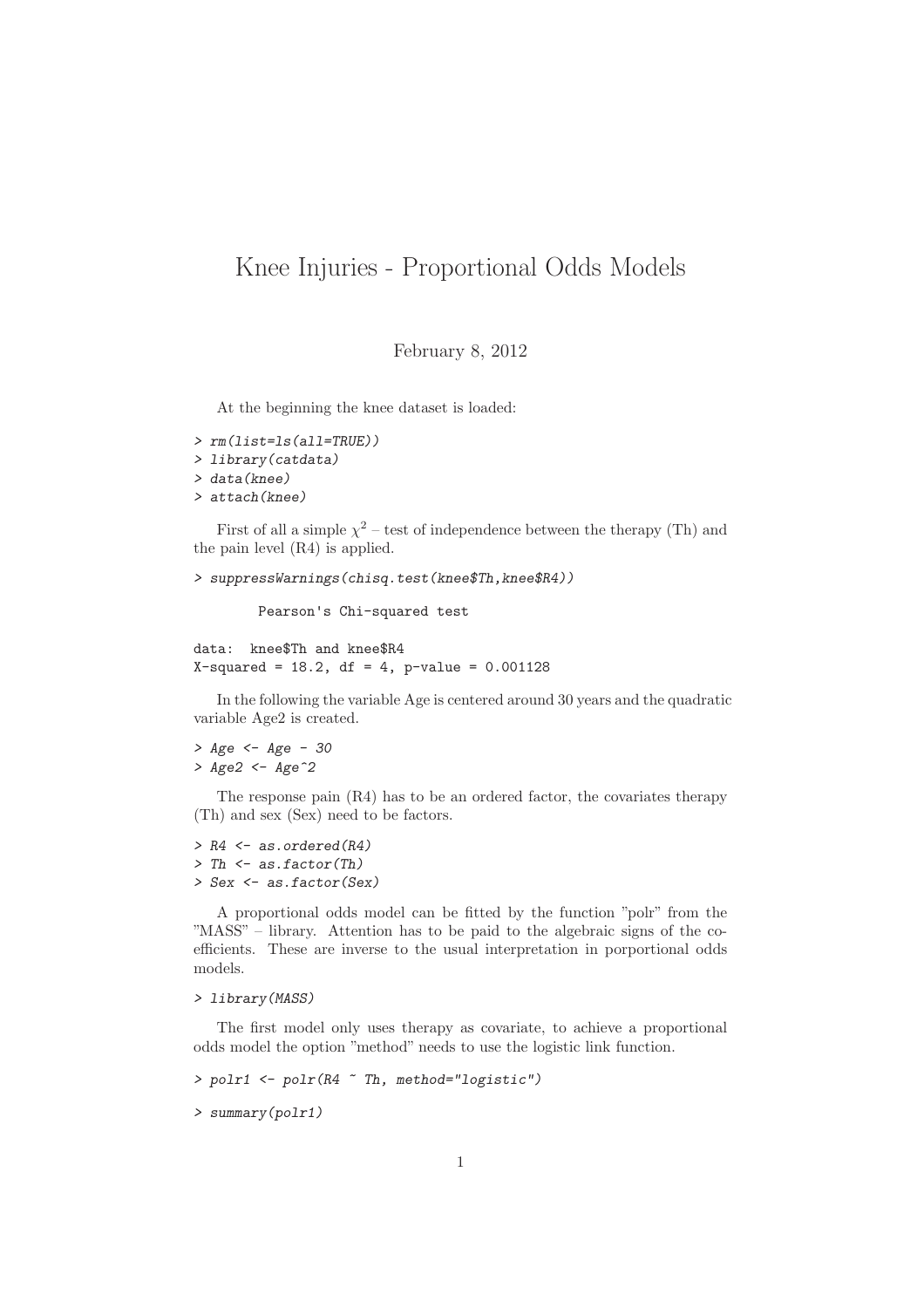# Knee Injuries - Proportional Odds Models

February 8, 2012

At the beginning the knee dataset is loaded:

```
> rm(list=ls(all=TRUE))
> library(catdata)
> data(knee)
> attach(knee)
```

First of all a simple $\chi^2$ – test of independence between the therapy (Th) and the pain level (R4) is applied.

```
> suppressWarnings(chisq.test(knee$Th,knee$R4))

        Pearson's Chi-squared test

data:  knee$Th and knee$R4
X-squared = 18.2, df = 4, p-value = 0.001128
```

In the following the variable Age is centered around 30 years and the quadratic variable Age2 is created.

```
> Age <- Age - 30
> Age2 <- Age^2
```

The response pain (R4) has to be an ordered factor, the covariates therapy (Th) and sex (Sex) need to be factors.

```
> R4 <- as.ordered(R4)
> Th <- as.factor(Th)
> Sex <- as.factor(Sex)
```

A proportional odds model can be fitted by the function "polr" from the "MASS" – library. Attention has to be paid to the algebraic signs of the coefficients. These are inverse to the usual interpretation in porportional odds models.

```
> library(MASS)
```

The first model only uses therapy as covariate, to achieve a proportional odds model the option "method" needs to use the logistic link function.

```
> polr1 <- polr(R4 ~ Th, method="logistic")

> summary(polr1)
```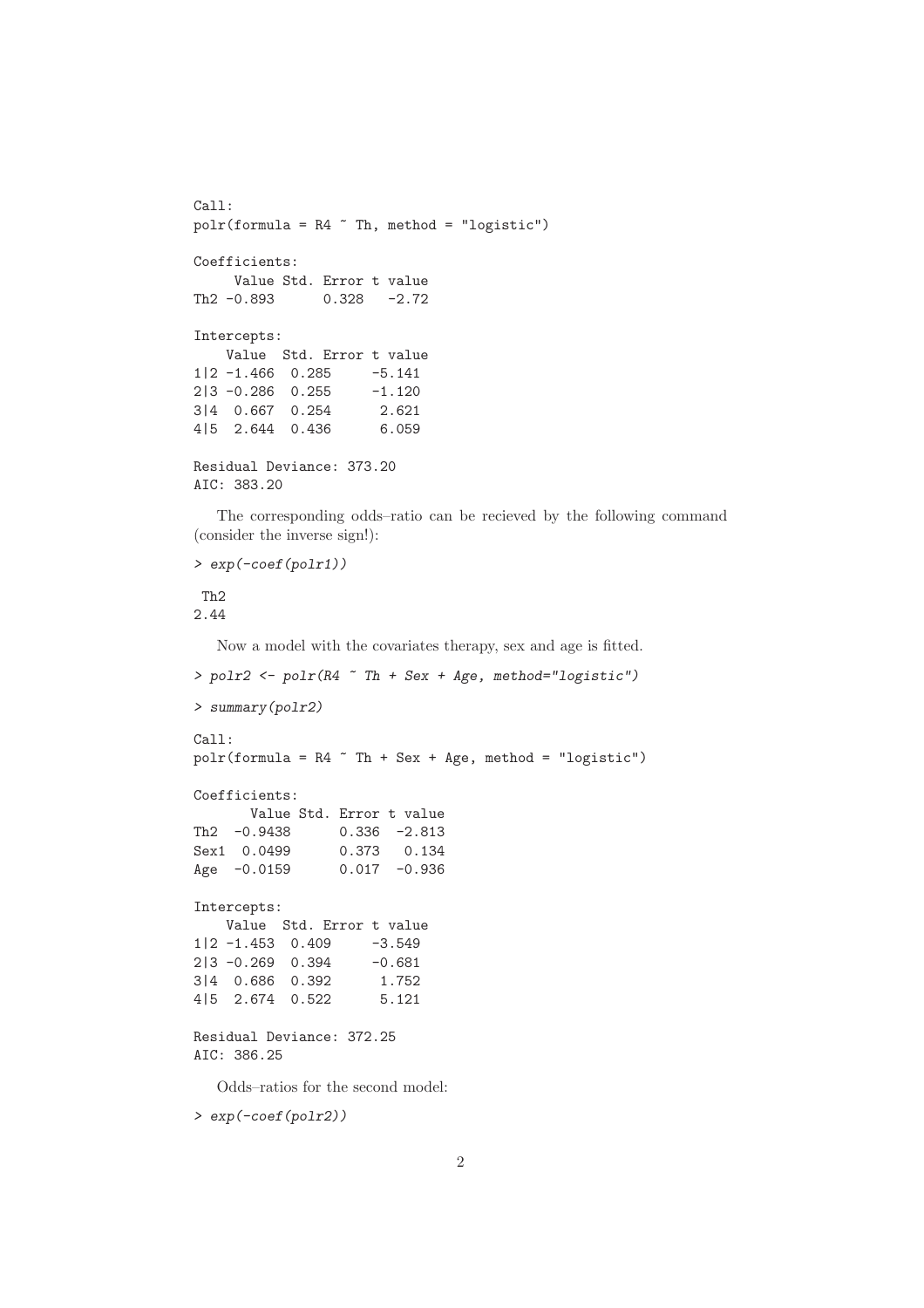```
Call:
polr(formula = R4 ~ Th, method = "logistic")

Coefficients:
     Value Std. Error t value
Th2 -0.893      0.328   -2.72

Intercepts:
    Value  Std. Error t value
1|2 -1.466  0.285     -5.141
2|3 -0.286  0.255     -1.120
3|4  0.667  0.254      2.621
4|5  2.644  0.436      6.059

Residual Deviance: 373.20
AIC: 383.20
```

The corresponding odds–ratio can be recieved by the following command (consider the inverse sign!):

```
> exp(-coef(polr1))
```

```
 Th2
2.44
```

Now a model with the covariates therapy, sex and age is fitted.

```
> polr2 <- polr(R4 ~ Th + Sex + Age, method="logistic")
```

```
> summary(polr2)
```

```
Call:
polr(formula = R4 ~ Th + Sex + Age, method = "logistic")

Coefficients:
       Value Std. Error t value
Th2  -0.9438      0.336  -2.813
Sex1  0.0499      0.373   0.134
Age  -0.0159      0.017  -0.936

Intercepts:
    Value  Std. Error t value
1|2 -1.453  0.409     -3.549
2|3 -0.269  0.394     -0.681
3|4  0.686  0.392      1.752
4|5  2.674  0.522      5.121

Residual Deviance: 372.25
AIC: 386.25
```

Odds–ratios for the second model:

```
> exp(-coef(polr2))
```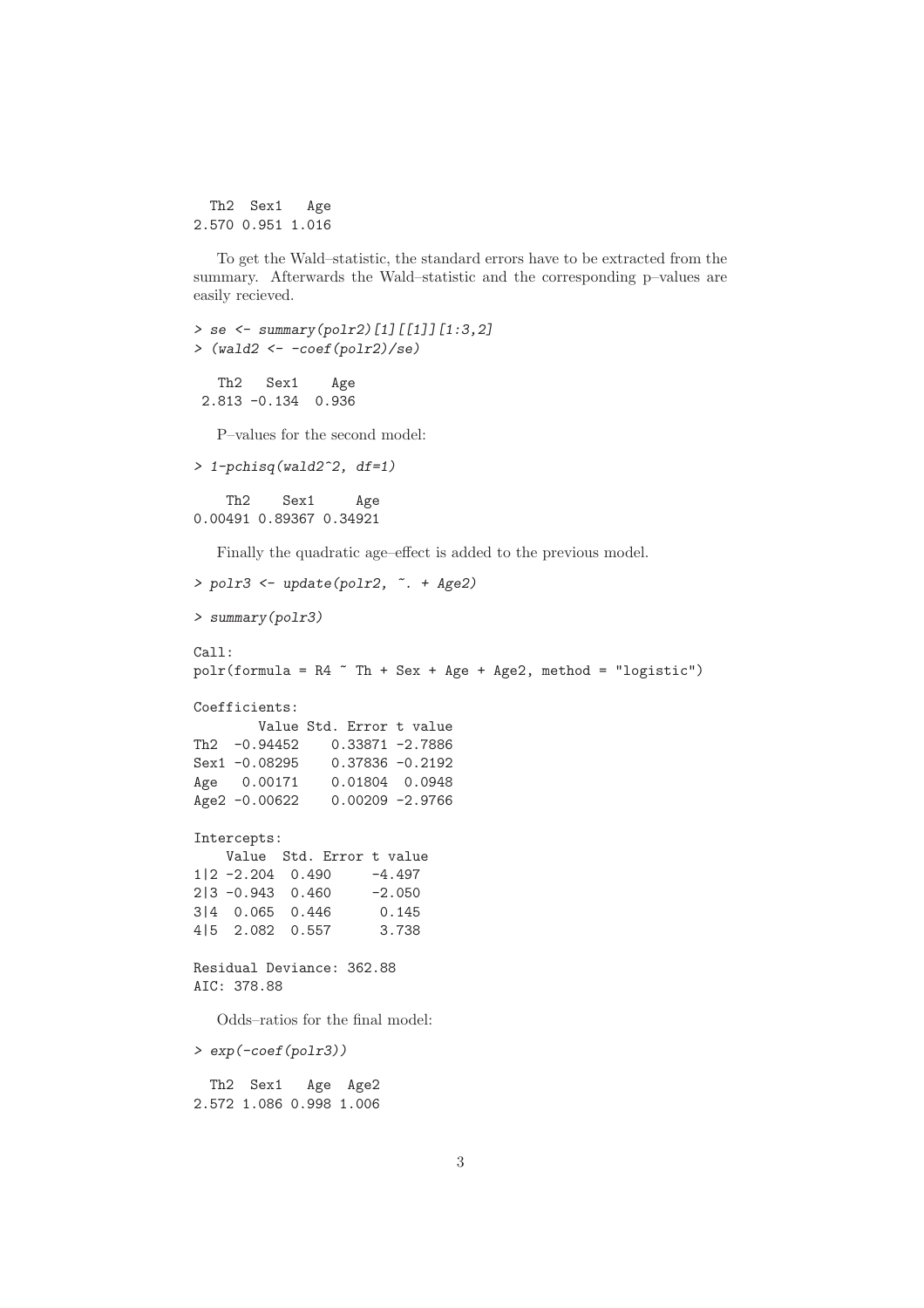```
  Th2  Sex1   Age 
2.570 0.951 1.016 
```

To get the Wald–statistic, the standard errors have to be extracted from the summary. Afterwards the Wald–statistic and the corresponding p–values are easily recieved.

```
> se <- summary(polr2)[1][[1]][1:3,2]
> (wald2 <- -coef(polr2)/se)

   Th2   Sex1    Age 
 2.813 -0.134  0.936 
```

P–values for the second model:

```
> 1-pchisq(wald2^2, df=1)

    Th2    Sex1     Age 
0.00491 0.89367 0.34921 
```

Finally the quadratic age–effect is added to the previous model.

```
> polr3 <- update(polr2, ~. + Age2)

> summary(polr3)

Call:
polr(formula = R4 ~ Th + Sex + Age + Age2, method = "logistic")

Coefficients:
        Value Std. Error t value
Th2  -0.94452    0.33871 -2.7886
Sex1 -0.08295    0.37836 -0.2192
Age   0.00171    0.01804  0.0948
Age2 -0.00622    0.00209 -2.9766

Intercepts:
    Value  Std. Error t value
1|2 -2.204  0.490     -4.497 
2|3 -0.943  0.460     -2.050 
3|4  0.065  0.446      0.145 
4|5  2.082  0.557      3.738 

Residual Deviance: 362.88 
AIC: 378.88 
```

Odds–ratios for the final model:

```
> exp(-coef(polr3))

  Th2  Sex1   Age  Age2 
2.572 1.086 0.998 1.006 
```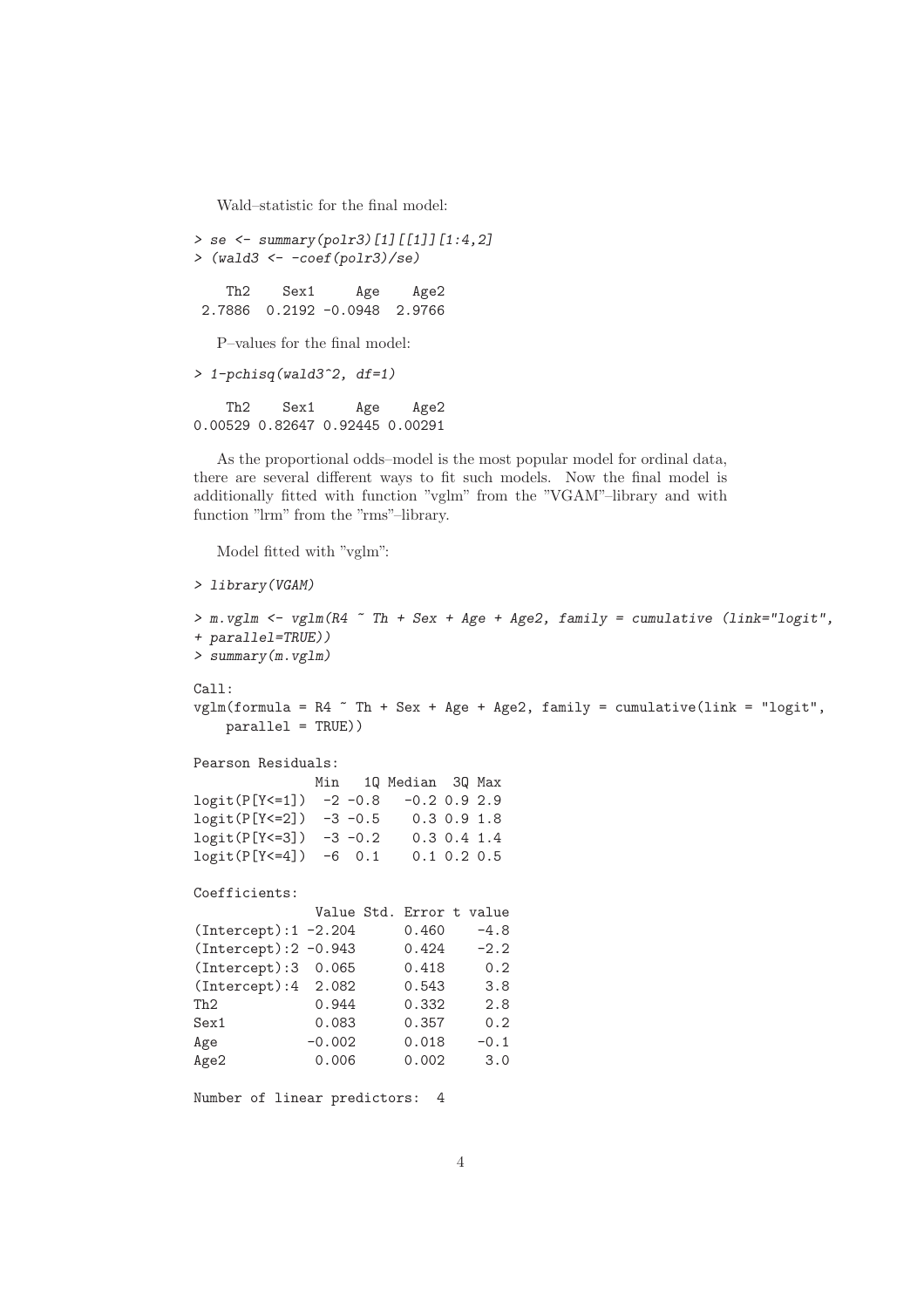Wald–statistic for the final model:

```
> se <- summary(polr3)[1][[1]][1:4,2]
> (wald3 <- -coef(polr3)/se)

    Th2    Sex1     Age    Age2 
 2.7886  0.2192 -0.0948  2.9766 
```

P–values for the final model:

```
> 1-pchisq(wald3^2, df=1)

    Th2    Sex1     Age    Age2 
0.00529 0.82647 0.92445 0.00291 
```

As the proportional odds–model is the most popular model for ordinal data, there are several different ways to fit such models. Now the final model is additionally fitted with function "vglm" from the "VGAM"–library and with function "lrm" from the "rms"–library.

Model fitted with "vglm":

```
> library(VGAM)

> m.vglm <- vglm(R4 ~ Th + Sex + Age + Age2, family = cumulative (link="logit",
+ parallel=TRUE))
> summary(m.vglm)

Call:
vglm(formula = R4 ~ Th + Sex + Age + Age2, family = cumulative(link = "logit", 
    parallel = TRUE))

Pearson Residuals:
               Min   1Q Median  3Q Max
logit(P[Y<=1])  -2 -0.8   -0.2 0.9 2.9
logit(P[Y<=2])  -3 -0.5    0.3 0.9 1.8
logit(P[Y<=3])  -3 -0.2    0.3 0.4 1.4
logit(P[Y<=4])  -6  0.1    0.1 0.2 0.5

Coefficients:
               Value Std. Error t value
(Intercept):1 -2.204      0.460    -4.8
(Intercept):2 -0.943      0.424    -2.2
(Intercept):3  0.065      0.418     0.2
(Intercept):4  2.082      0.543     3.8
Th2            0.944      0.332     2.8
Sex1           0.083      0.357     0.2
Age           -0.002      0.018    -0.1
Age2           0.006      0.002     3.0

Number of linear predictors:  4
```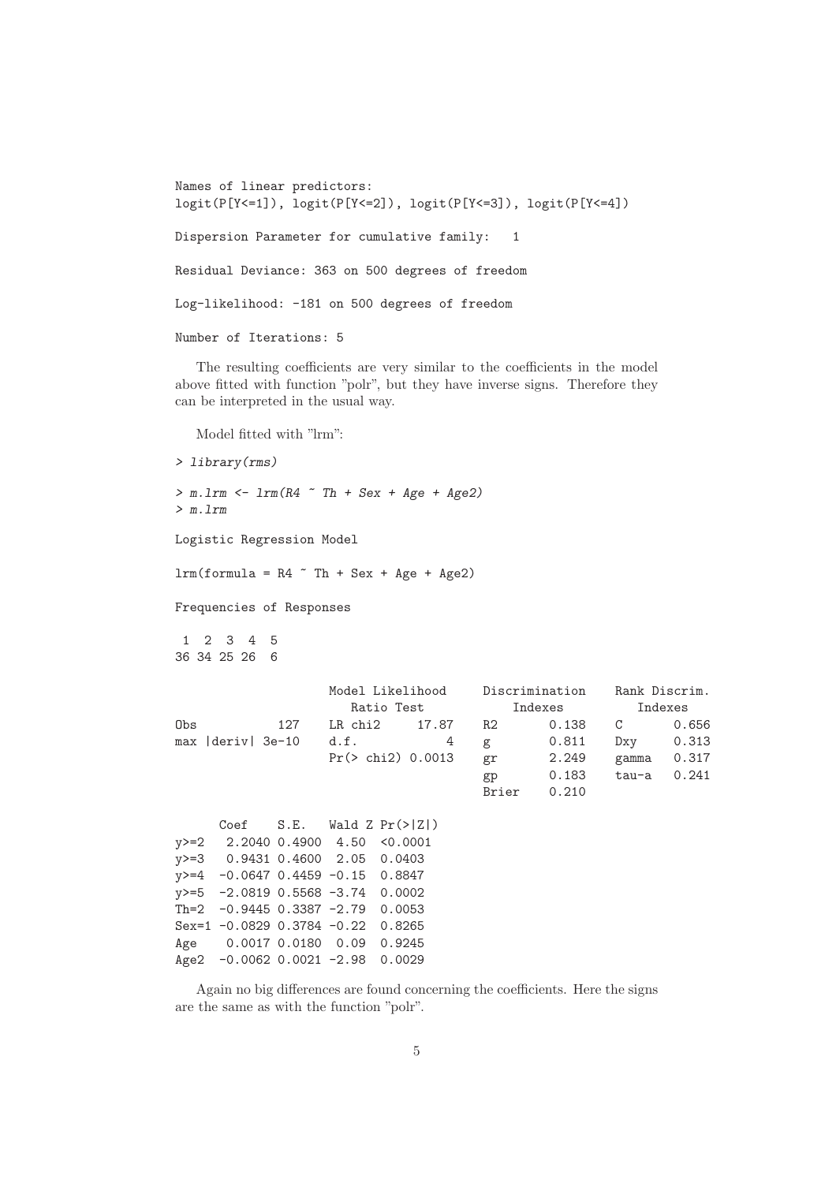```
Names of linear predictors:
logit(P[Y<=1]), logit(P[Y<=2]), logit(P[Y<=3]), logit(P[Y<=4])

Dispersion Parameter for cumulative family:   1

Residual Deviance: 363 on 500 degrees of freedom

Log-likelihood: -181 on 500 degrees of freedom

Number of Iterations: 5
```

The resulting coefficients are very similar to the coefficients in the model above fitted with function "polr", but they have inverse signs. Therefore they can be interpreted in the usual way.

Model fitted with "lrm":

```
> library(rms)

> m.lrm <- lrm(R4 ~ Th + Sex + Age + Age2)
> m.lrm

Logistic Regression Model

lrm(formula = R4 ~ Th + Sex + Age + Age2)

Frequencies of Responses

 1  2  3  4  5 
36 34 25 26  6 

                    Model Likelihood     Discrimination    Rank Discrim.
                       Ratio Test           Indexes           Indexes
Obs           127    LR chi2     17.87    R2       0.138    C       0.656
max |deriv| 3e-10    d.f.            4    g        0.811    Dxy     0.313
                     Pr(> chi2) 0.0013    gr       2.249    gamma   0.317
                                          gp       0.183    tau-a   0.241
                                          Brier    0.210

      Coef    S.E.   Wald Z Pr(>|Z|)
y>=2   2.2040 0.4900  4.50  <0.0001 
y>=3   0.9431 0.4600  2.05  0.0403  
y>=4  -0.0647 0.4459 -0.15  0.8847  
y>=5  -2.0819 0.5568 -3.74  0.0002  
Th=2  -0.9445 0.3387 -2.79  0.0053  
Sex=1 -0.0829 0.3784 -0.22  0.8265  
Age    0.0017 0.0180  0.09  0.9245  
Age2  -0.0062 0.0021 -2.98  0.0029  
```

Again no big differences are found concerning the coefficients. Here the signs are the same as with the function "polr".